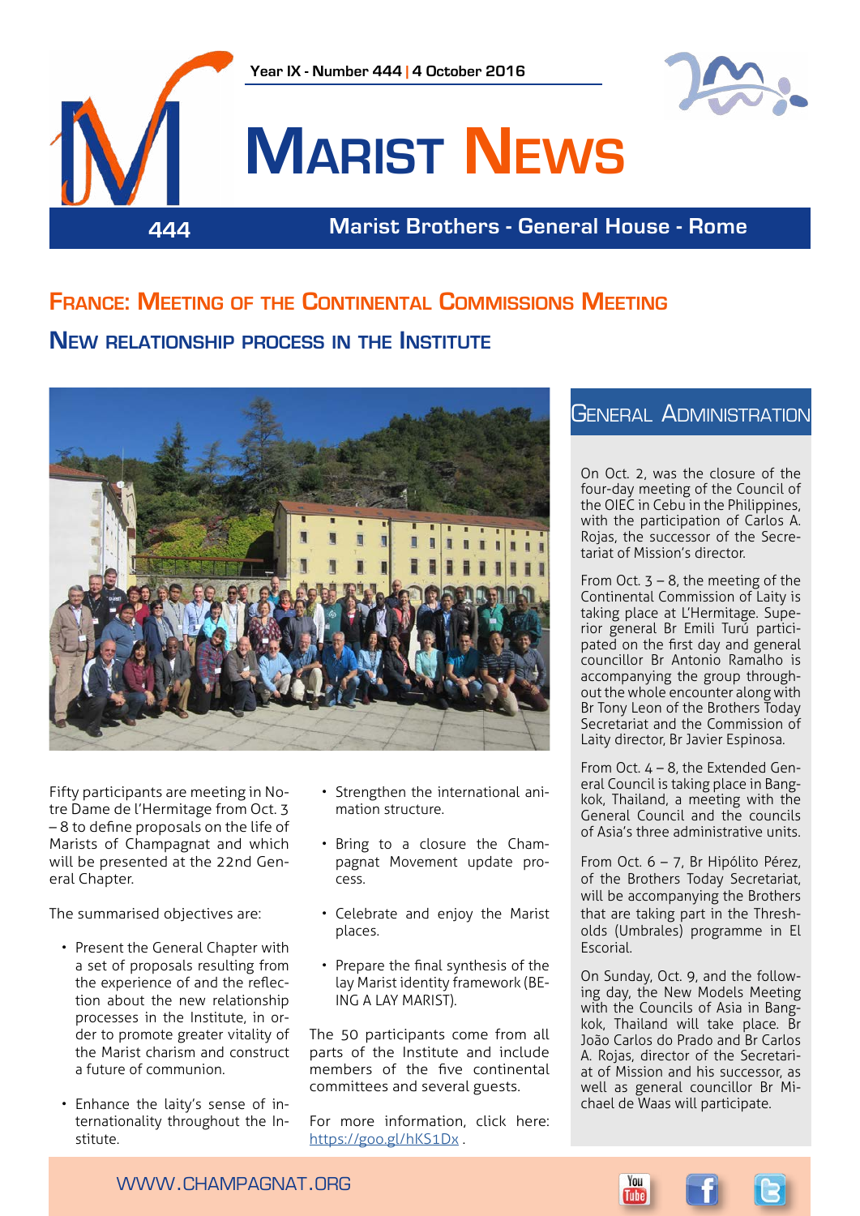Year IX - Number 444 | 4 October 2016

# Marist News

444 — Marist Brothers - General House - Rome

## France: Meeting of the Continental Commissions Meeting

## New relationship process in the Institute

Fifty participants are meeting in Notre Dame de l'Hermitage from Oct. 3 – 8 to define proposals on the life of Marists of Champagnat and which will be presented at the 22nd General Chapter.

The summarised objectives are:

- Present the General Chapter with a set of proposals resulting from the experience of and the reflection about the new relationship processes in the Institute, in order to promote greater vitality of the Marist charism and construct a future of communion.
- Enhance the laity's sense of internationality throughout the Institute.
- Strengthen the international animation structure.
- Bring to a closure the Champagnat Movement update process.
- Celebrate and enjoy the Marist places.
- Prepare the final synthesis of the lay Marist identity framework (BEING A LAY MARIST).

The 50 participants come from all parts of the Institute and include members of the five continental committees and several guests.

For more information, click here: https://goo.gl/hKS1Dx .

## General Administration

On Oct. 2, was the closure of the four-day meeting of the Council of the OIEC in Cebu in the Philippines, with the participation of Carlos A. Rojas, the successor of the Secretariat of Mission's director.

From Oct. 3 – 8, the meeting of the Continental Commission of Laity is taking place at L'Hermitage. Superior general Br Emili Turú participated on the first day and general councillor Br Antonio Ramalho is accompanying the group throughout the whole encounter along with Br Tony Leon of the Brothers Today Secretariat and the Commission of Laity director, Br Javier Espinosa.

From Oct. 4 – 8, the Extended General Council is taking place in Bangkok, Thailand, a meeting with the General Council and the councils of Asia's three administrative units.

From Oct. 6 – 7, Br Hipólito Pérez, of the Brothers Today Secretariat, will be accompanying the Brothers that are taking part in the Thresholds (Umbrales) programme in El Escorial.

On Sunday, Oct. 9, and the following day, the New Models Meeting with the Councils of Asia in Bangkok, Thailand will take place. Br João Carlos do Prado and Br Carlos A. Rojas, director of the Secretariat of Mission and his successor, as well as general councillor Br Michael de Waas will participate.

WWW.CHAMPAGNAT.ORG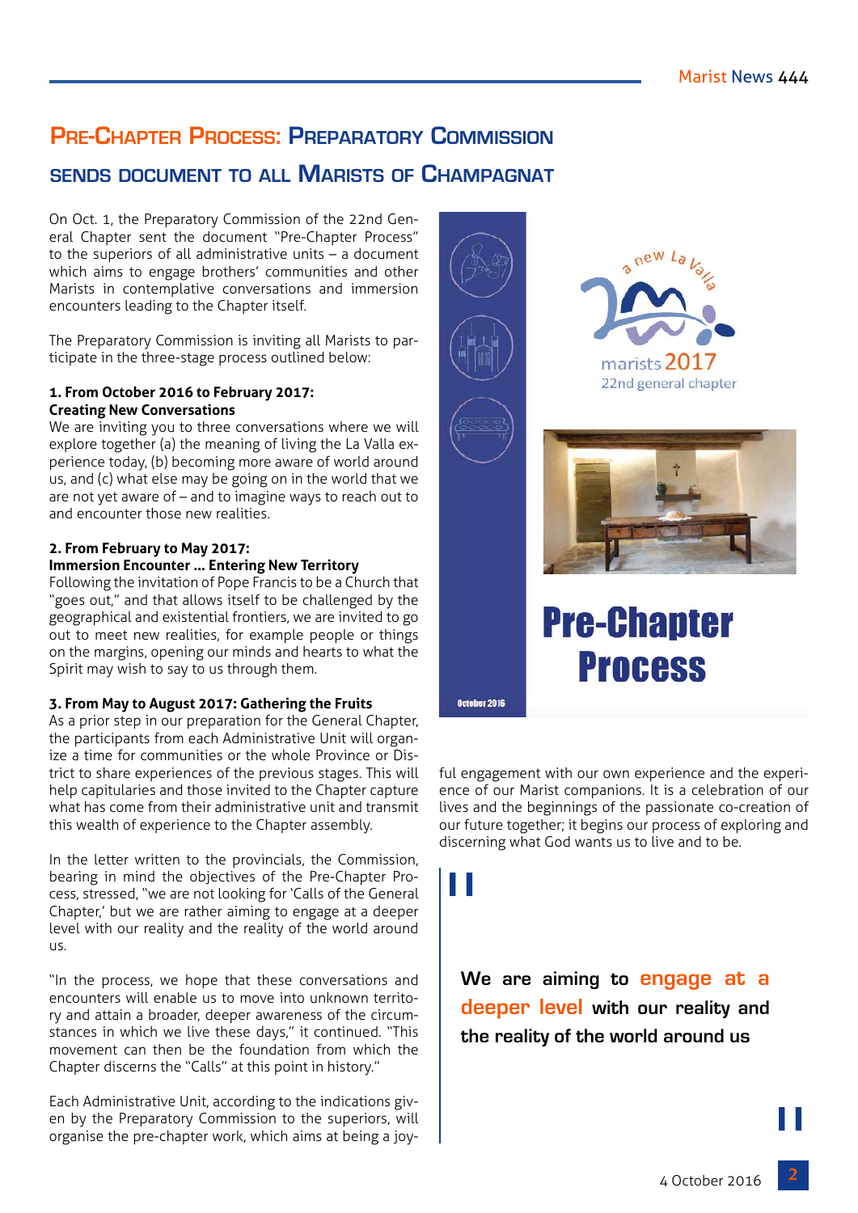## Pre-Chapter Process: Preparatory Commission

### sends document to all Marists of Champagnat

On Oct. 1, the Preparatory Commission of the 22nd General Chapter sent the document "Pre-Chapter Process" to the superiors of all administrative units – a document which aims to engage brothers' communities and other Marists in contemplative conversations and immersion encounters leading to the Chapter itself.

The Preparatory Commission is inviting all Marists to participate in the three-stage process outlined below:

**1. From October 2016 to February 2017: Creating New Conversations**

We are inviting you to three conversations where we will explore together (a) the meaning of living the La Valla experience today, (b) becoming more aware of world around us, and (c) what else may be going on in the world that we are not yet aware of – and to imagine ways to reach out to and encounter those new realities.

**2. From February to May 2017: Immersion Encounter … Entering New Territory**

Following the invitation of Pope Francis to be a Church that "goes out," and that allows itself to be challenged by the geographical and existential frontiers, we are invited to go out to meet new realities, for example people or things on the margins, opening our minds and hearts to what the Spirit may wish to say to us through them.

**3. From May to August 2017: Gathering the Fruits**

As a prior step in our preparation for the General Chapter, the participants from each Administrative Unit will organize a time for communities or the whole Province or District to share experiences of the previous stages. This will help capitularies and those invited to the Chapter capture what has come from their administrative unit and transmit this wealth of experience to the Chapter assembly.

In the letter written to the provincials, the Commission, bearing in mind the objectives of the Pre-Chapter Process, stressed, "we are not looking for 'Calls of the General Chapter,' but we are rather aiming to engage at a deeper level with our reality and the reality of the world around us.

"In the process, we hope that these conversations and encounters will enable us to move into unknown territory and attain a broader, deeper awareness of the circumstances in which we live these days," it continued. "This movement can then be the foundation from which the Chapter discerns the "Calls" at this point in history."

Each Administrative Unit, according to the indications given by the Preparatory Commission to the superiors, will organise the pre-chapter work, which aims at being a joyful engagement with our own experience and the experience of our Marist companions. It is a celebration of our lives and the beginnings of the passionate co-creation of our future together; it begins our process of exploring and discerning what God wants us to live and to be.

a new La Valla

marists 2017

22nd general chapter

**Pre-Chapter Process**

October 2016

> **We are aiming to engage at a deeper level with our reality and the reality of the world around us**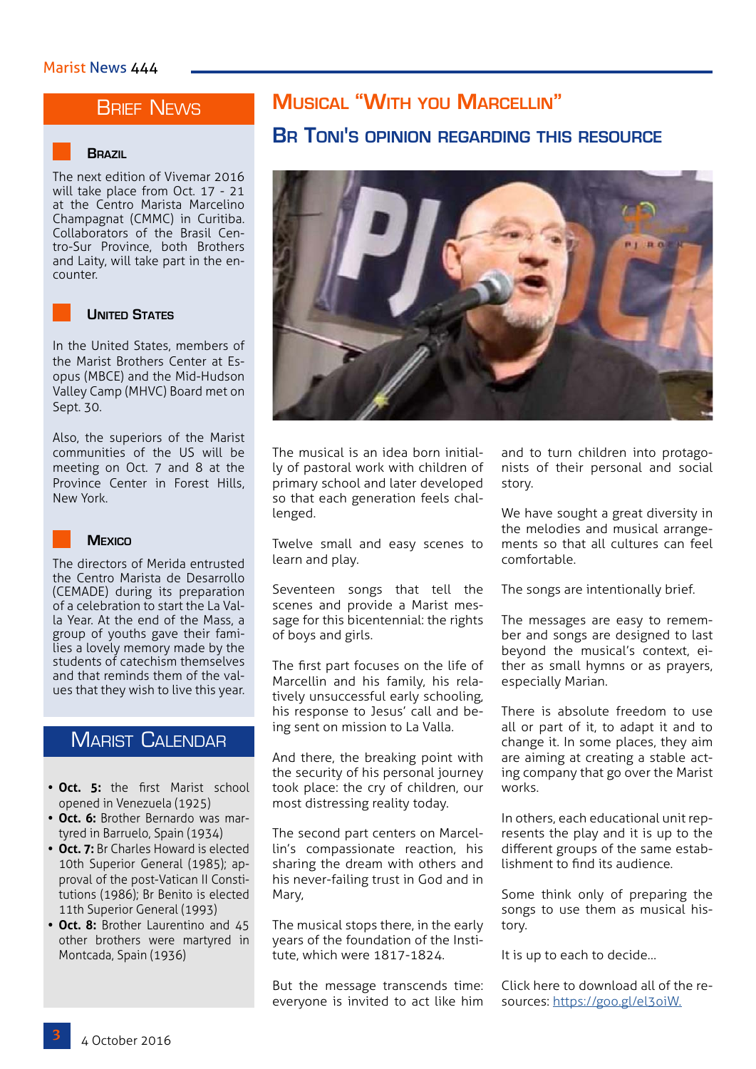## Brief News

### Brazil

The next edition of Vivemar 2016 will take place from Oct. 17 - 21 at the Centro Marista Marcelino Champagnat (CMMC) in Curitiba. Collaborators of the Brasil Centro-Sur Province, both Brothers and Laity, will take part in the encounter.

### United States

In the United States, members of the Marist Brothers Center at Esopus (MBCE) and the Mid-Hudson Valley Camp (MHVC) Board met on Sept. 30.

Also, the superiors of the Marist communities of the US will be meeting on Oct. 7 and 8 at the Province Center in Forest Hills, New York.

### Mexico

The directors of Merida entrusted the Centro Marista de Desarrollo (CEMADE) during its preparation of a celebration to start the La Valla Year. At the end of the Mass, a group of youths gave their families a lovely memory made by the students of catechism themselves and that reminds them of the values that they wish to live this year.

## Marist Calendar

- **Oct. 5:** the first Marist school opened in Venezuela (1925)
- **Oct. 6:** Brother Bernardo was martyred in Barruelo, Spain (1934)
- **Oct. 7:** Br Charles Howard is elected 10th Superior General (1985); approval of the post-Vatican II Constitutions (1986); Br Benito is elected 11th Superior General (1993)
- **Oct. 8:** Brother Laurentino and 45 other brothers were martyred in Montcada, Spain (1936)

# Musical "With you Marcellin"

## Br Toni's opinion regarding this resource

The musical is an idea born initially of pastoral work with children of primary school and later developed so that each generation feels challenged.

Twelve small and easy scenes to learn and play.

Seventeen songs that tell the scenes and provide a Marist message for this bicentennial: the rights of boys and girls.

The first part focuses on the life of Marcellin and his family, his relatively unsuccessful early schooling, his response to Jesus' call and being sent on mission to La Valla.

And there, the breaking point with the security of his personal journey took place: the cry of children, our most distressing reality today.

The second part centers on Marcellin's compassionate reaction, his sharing the dream with others and his never-failing trust in God and in Mary,

The musical stops there, in the early years of the foundation of the Institute, which were 1817-1824.

But the message transcends time: everyone is invited to act like him and to turn children into protagonists of their personal and social story.

We have sought a great diversity in the melodies and musical arrangements so that all cultures can feel comfortable.

The songs are intentionally brief.

The messages are easy to remember and songs are designed to last beyond the musical's context, either as small hymns or as prayers, especially Marian.

There is absolute freedom to use all or part of it, to adapt it and to change it. In some places, they aim are aiming at creating a stable acting company that go over the Marist works.

In others, each educational unit represents the play and it is up to the different groups of the same establishment to find its audience.

Some think only of preparing the songs to use them as musical history.

It is up to each to decide...

Click here to download all of the resources: https://goo.gl/el3oiW.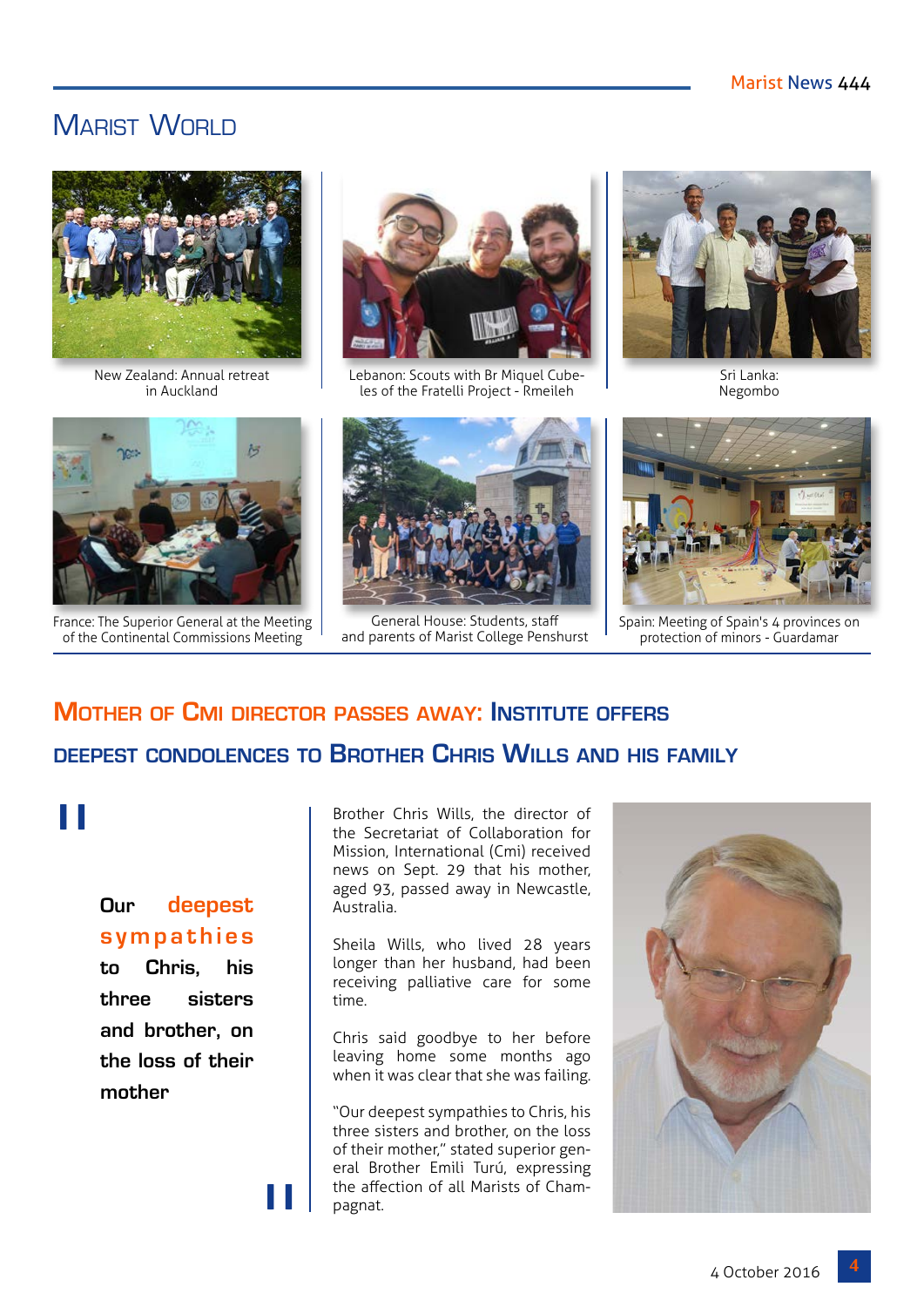## Marist World

New Zealand: Annual retreat in Auckland

Lebanon: Scouts with Br Miquel Cubeles of the Fratelli Project - Rmeileh

Sri Lanka: Negombo

France: The Superior General at the Meeting of the Continental Commissions Meeting

General House: Students, staff and parents of Marist College Penshurst

Spain: Meeting of Spain's 4 provinces on protection of minors - Guardamar

## Mother of Cmi director passes away: Institute offers deepest condolences to Brother Chris Wills and his family

> **Our deepest sympathies to Chris, his three sisters and brother, on the loss of their mother**

Brother Chris Wills, the director of the Secretariat of Collaboration for Mission, International (Cmi) received news on Sept. 29 that his mother, aged 93, passed away in Newcastle, Australia.

Sheila Wills, who lived 28 years longer than her husband, had been receiving palliative care for some time.

Chris said goodbye to her before leaving home some months ago when it was clear that she was failing.

"Our deepest sympathies to Chris, his three sisters and brother, on the loss of their mother," stated superior general Brother Emili Turú, expressing the affection of all Marists of Champagnat.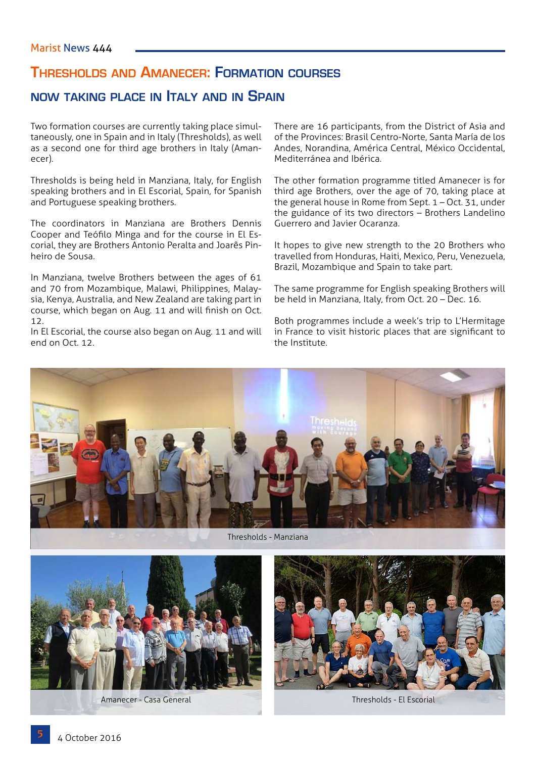# Thresholds and Amanecer: Formation courses now taking place in Italy and in Spain

Two formation courses are currently taking place simultaneously, one in Spain and in Italy (Thresholds), as well as a second one for third age brothers in Italy (Amanecer).

Thresholds is being held in Manziana, Italy, for English speaking brothers and in El Escorial, Spain, for Spanish and Portuguese speaking brothers.

The coordinators in Manziana are Brothers Dennis Cooper and Teófilo Minga and for the course in El Escorial, they are Brothers Antonio Peralta and Joarês Pinheiro de Sousa.

In Manziana, twelve Brothers between the ages of 61 and 70 from Mozambique, Malawi, Philippines, Malaysia, Kenya, Australia, and New Zealand are taking part in course, which began on Aug. 11 and will finish on Oct. 12.

In El Escorial, the course also began on Aug. 11 and will end on Oct. 12.

There are 16 participants, from the District of Asia and of the Provinces: Brasil Centro-Norte, Santa María de los Andes, Norandina, América Central, México Occidental, Mediterránea and Ibérica.

The other formation programme titled Amanecer is for third age Brothers, over the age of 70, taking place at the general house in Rome from Sept. 1 – Oct. 31, under the guidance of its two directors – Brothers Landelino Guerrero and Javier Ocaranza.

It hopes to give new strength to the 20 Brothers who travelled from Honduras, Haiti, Mexico, Peru, Venezuela, Brazil, Mozambique and Spain to take part.

The same programme for English speaking Brothers will be held in Manziana, Italy, from Oct. 20 – Dec. 16.

Both programmes include a week's trip to L'Hermitage in France to visit historic places that are significant to the Institute.

Thresholds - Manziana

Amanecer - Casa General

Thresholds - El Escorial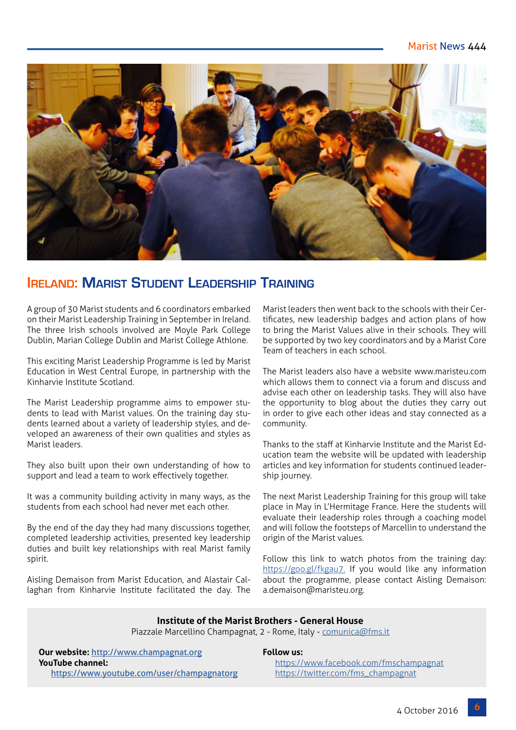## Ireland: Marist Student Leadership Training

A group of 30 Marist students and 6 coordinators embarked on their Marist Leadership Training in September in Ireland. The three Irish schools involved are Moyle Park College Dublin, Marian College Dublin and Marist College Athlone.

This exciting Marist Leadership Programme is led by Marist Education in West Central Europe, in partnership with the Kinharvie Institute Scotland.

The Marist Leadership programme aims to empower students to lead with Marist values. On the training day students learned about a variety of leadership styles, and developed an awareness of their own qualities and styles as Marist leaders.

They also built upon their own understanding of how to support and lead a team to work effectively together.

It was a community building activity in many ways, as the students from each school had never met each other.

By the end of the day they had many discussions together, completed leadership activities, presented key leadership duties and built key relationships with real Marist family spirit.

Aisling Demaison from Marist Education, and Alastair Callaghan from Kinharvie Institute facilitated the day. The Marist leaders then went back to the schools with their Certificates, new leadership badges and action plans of how to bring the Marist Values alive in their schools. They will be supported by two key coordinators and by a Marist Core Team of teachers in each school.

The Marist leaders also have a website www.maristeu.com which allows them to connect via a forum and discuss and advise each other on leadership tasks. They will also have the opportunity to blog about the duties they carry out in order to give each other ideas and stay connected as a community.

Thanks to the staff at Kinharvie Institute and the Marist Education team the website will be updated with leadership articles and key information for students continued leadership journey.

The next Marist Leadership Training for this group will take place in May in L'Hermitage France. Here the students will evaluate their leadership roles through a coaching model and will follow the footsteps of Marcellin to understand the origin of the Marist values.

Follow this link to watch photos from the training day: https://goo.gl/fkgau7. If you would like any information about the programme, please contact Aisling Demaison: a.demaison@maristeu.org.

**Institute of the Marist Brothers - General House**
Piazzale Marcellino Champagnat, 2 - Rome, Italy - comunica@fms.it

**Our website:** http://www.champagnat.org
**YouTube channel:**
https://www.youtube.com/user/champagnatorg

**Follow us:**
https://www.facebook.com/fmschampagnat
https://twitter.com/fms_champagnat

4 October 2016